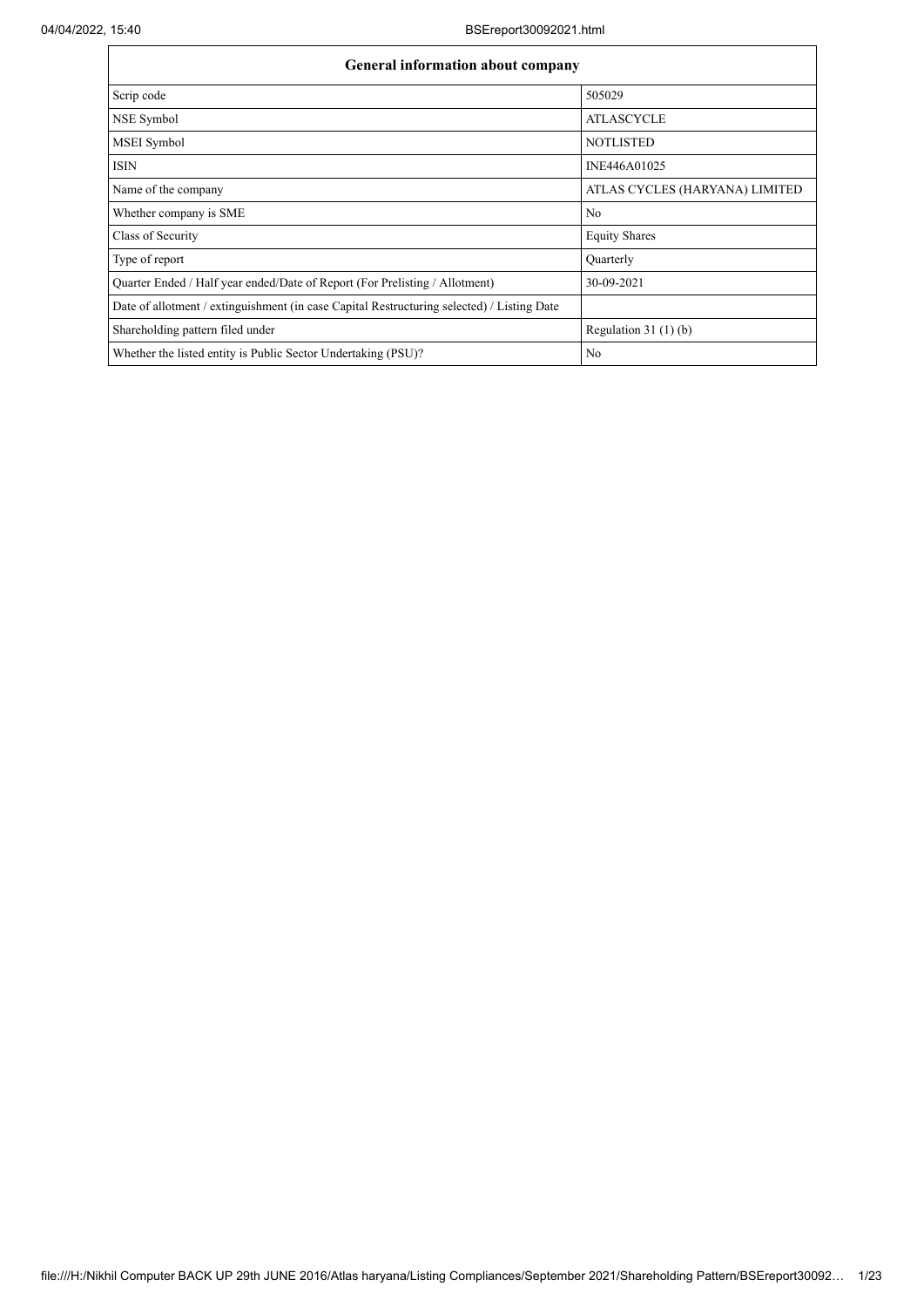| General information about company | |
|---|---|
| Scrip code | 505029 |
| NSE Symbol | ATLASCYCLE |
| MSEI Symbol | NOTLISTED |
| ISIN | INE446A01025 |
| Name of the company | ATLAS CYCLES (HARYANA) LIMITED |
| Whether company is SME | No |
| Class of Security | Equity Shares |
| Type of report | Quarterly |
| Quarter Ended / Half year ended/Date of Report (For Prelisting / Allotment) | 30-09-2021 |
| Date of allotment / extinguishment (in case Capital Restructuring selected) / Listing Date | |
| Shareholding pattern filed under | Regulation 31 (1) (b) |
| Whether the listed entity is Public Sector Undertaking (PSU)? | No |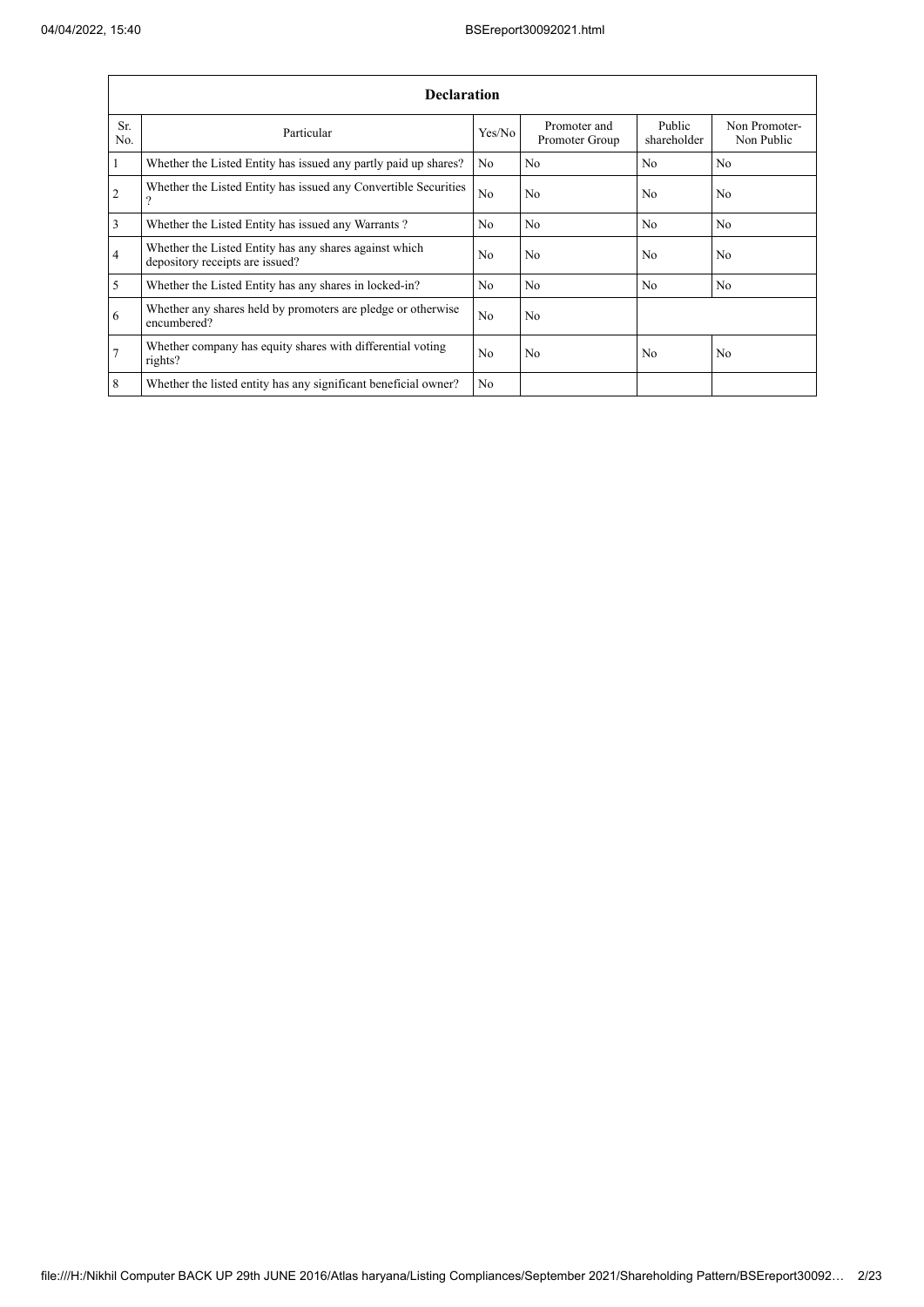| Declaration | | | | | |
|---|---|---|---|---|---|
| Sr. No. | Particular | Yes/No | Promoter and Promoter Group | Public shareholder | Non Promoter-Non Public |
| 1 | Whether the Listed Entity has issued any partly paid up shares? | No | No | No | No |
| 2 | Whether the Listed Entity has issued any Convertible Securities ? | No | No | No | No |
| 3 | Whether the Listed Entity has issued any Warrants ? | No | No | No | No |
| 4 | Whether the Listed Entity has any shares against which depository receipts are issued? | No | No | No | No |
| 5 | Whether the Listed Entity has any shares in locked-in? | No | No | No | No |
| 6 | Whether any shares held by promoters are pledge or otherwise encumbered? | No | No | | |
| 7 | Whether company has equity shares with differential voting rights? | No | No | No | No |
| 8 | Whether the listed entity has any significant beneficial owner? | No | | | |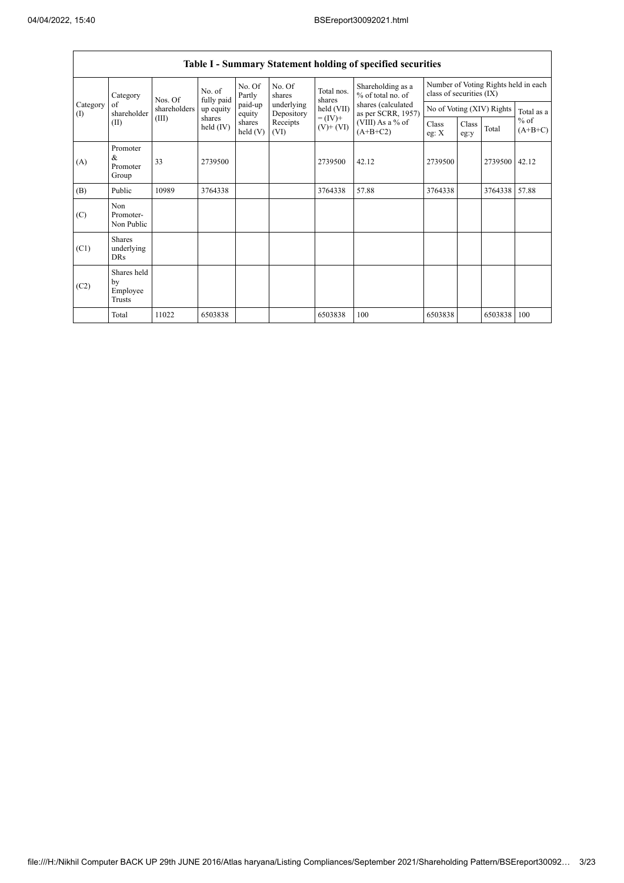## Table I - Summary Statement holding of specified securities

| Category (I) | Category of shareholder (II) | Nos. Of shareholders (III) | No. of fully paid up equity shares held (IV) | No. Of Partly paid-up equity shares held (V) | No. Of shares underlying Depository Receipts (VI) | Total nos. shares held (VII) = (IV)+ (V)+ (VI) | Shareholding as a % of total no. of shares (calculated as per SCRR, 1957) (VIII) As a % of (A+B+C2) | Number of Voting Rights held in each class of securities (IX) | | | |
|---|---|---|---|---|---|---|---|---|---|---|---|
| | | | | | | | | No of Voting (XIV) Rights | | | Total as a % of (A+B+C) |
| | | | | | | | | Class eg: X | Class eg:y | Total | |
| (A) | Promoter & Promoter Group | 33 | 2739500 | | | 2739500 | 42.12 | 2739500 | | 2739500 | 42.12 |
| (B) | Public | 10989 | 3764338 | | | 3764338 | 57.88 | 3764338 | | 3764338 | 57.88 |
| (C) | Non Promoter- Non Public | | | | | | | | | | |
| (C1) | Shares underlying DRs | | | | | | | | | | |
| (C2) | Shares held by Employee Trusts | | | | | | | | | | |
| | Total | 11022 | 6503838 | | | 6503838 | 100 | 6503838 | | 6503838 | 100 |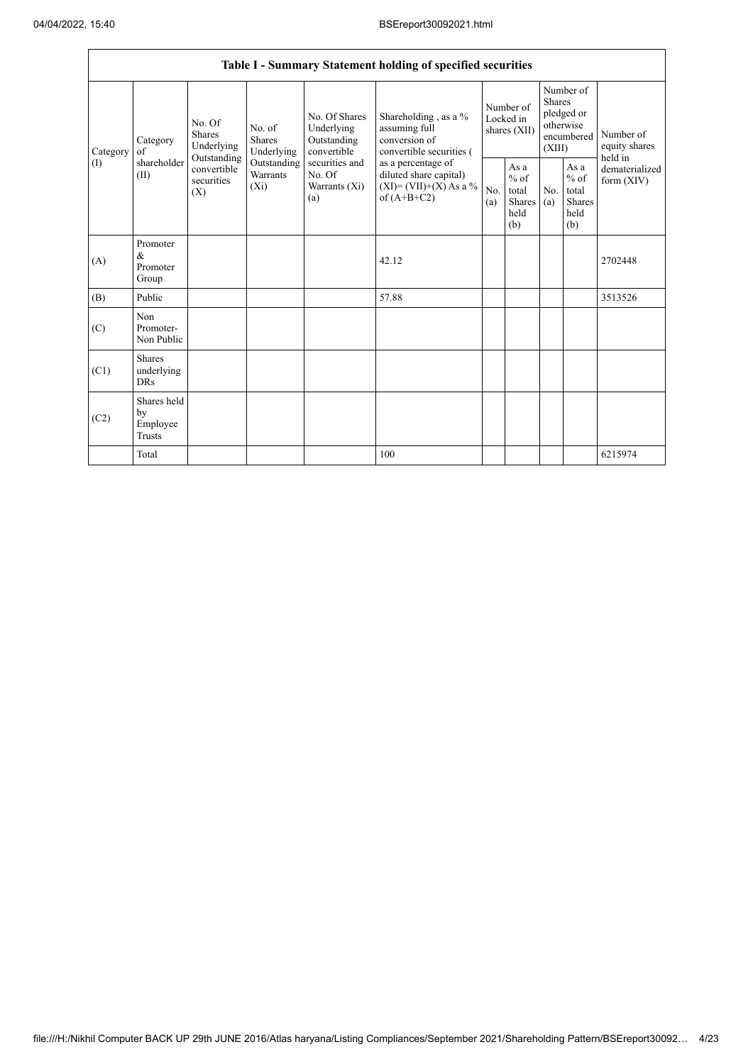| Table I - Summary Statement holding of specified securities | | | | | | | | | | |
|---|---|---|---|---|---|---|---|---|---|---|
| Category (I) | Category of shareholder (II) | No. Of Shares Underlying Outstanding convertible securities (X) | No. of Shares Underlying Outstanding Warrants (Xi) | No. Of Shares Underlying Outstanding convertible securities and No. Of Warrants (Xi) (a) | Shareholding , as a % assuming full conversion of convertible securities ( as a percentage of diluted share capital) (XI)= (VII)+(X) As a % of (A+B+C2) | Number of Locked in shares (XII) | | Number of Shares pledged or otherwise encumbered (XIII) | | Number of equity shares held in dematerialized form (XIV) |
| | | | | | | No. (a) | As a % of total Shares held (b) | No. (a) | As a % of total Shares held (b) | |
| (A) | Promoter & Promoter Group | | | | 42.12 | | | | | 2702448 |
| (B) | Public | | | | 57.88 | | | | | 3513526 |
| (C) | Non Promoter- Non Public | | | | | | | | | |
| (C1) | Shares underlying DRs | | | | | | | | | |
| (C2) | Shares held by Employee Trusts | | | | | | | | | |
| | Total | | | | 100 | | | | | 6215974 |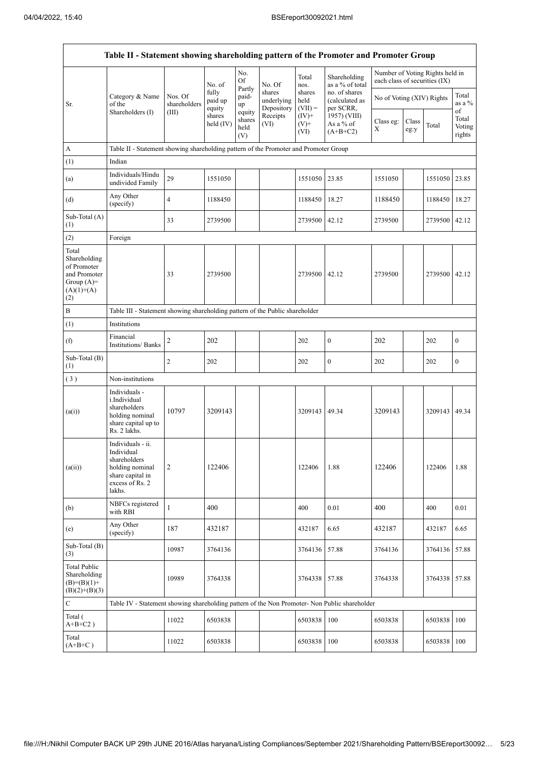| Table II - Statement showing shareholding pattern of the Promoter and Promoter Group | | | | | | | | | | | | |
|---|---|---|---|---|---|---|---|---|---|---|---|---|
| Sr. | Category & Name of the Shareholders (I) | Nos. Of shareholders (III) | No. of fully paid up equity shares held (IV) | No. Of Partly paid-up equity shares held (V) | No. Of shares underlying Depository Receipts (VI) | Total nos. shares held (VII) = (IV)+ (V)+ (VI) | Shareholding as a % of total no. of shares (calculated as per SCRR, 1957) (VIII) As a % of (A+B+C2) | Number of Voting Rights held in each class of securities (IX) | | | |
| | | | | | | | | No of Voting (XIV) Rights | | | Total as a % of Total Voting rights |
| | | | | | | | | Class eg: X | Class eg:y | Total | |
| A | Table II - Statement showing shareholding pattern of the Promoter and Promoter Group | | | | | | | | | | |
| (1) | Indian | | | | | | | | | | |
| (a) | Individuals/Hindu undivided Family | 29 | 1551050 | | | 1551050 | 23.85 | 1551050 | | 1551050 | 23.85 |
| (d) | Any Other (specify) | 4 | 1188450 | | | 1188450 | 18.27 | 1188450 | | 1188450 | 18.27 |
| Sub-Total (A) (1) | | 33 | 2739500 | | | 2739500 | 42.12 | 2739500 | | 2739500 | 42.12 |
| (2) | Foreign | | | | | | | | | | |
| Total Shareholding of Promoter and Promoter Group (A)= (A)(1)+(A)(2) | | 33 | 2739500 | | | 2739500 | 42.12 | 2739500 | | 2739500 | 42.12 |
| B | Table III - Statement showing shareholding pattern of the Public shareholder | | | | | | | | | | |
| (1) | Institutions | | | | | | | | | | |
| (f) | Financial Institutions/ Banks | 2 | 202 | | | 202 | 0 | 202 | | 202 | 0 |
| Sub-Total (B) (1) | | 2 | 202 | | | 202 | 0 | 202 | | 202 | 0 |
| (3) | Non-institutions | | | | | | | | | | |
| (a(i)) | Individuals - i.Individual shareholders holding nominal share capital up to Rs. 2 lakhs. | 10797 | 3209143 | | | 3209143 | 49.34 | 3209143 | | 3209143 | 49.34 |
| (a(ii)) | Individuals - ii. Individual shareholders holding nominal share capital in excess of Rs. 2 lakhs. | 2 | 122406 | | | 122406 | 1.88 | 122406 | | 122406 | 1.88 |
| (b) | NBFCs registered with RBI | 1 | 400 | | | 400 | 0.01 | 400 | | 400 | 0.01 |
| (e) | Any Other (specify) | 187 | 432187 | | | 432187 | 6.65 | 432187 | | 432187 | 6.65 |
| Sub-Total (B) (3) | | 10987 | 3764136 | | | 3764136 | 57.88 | 3764136 | | 3764136 | 57.88 |
| Total Public Shareholding (B)=(B)(1)+(B)(2)+(B)(3) | | 10989 | 3764338 | | | 3764338 | 57.88 | 3764338 | | 3764338 | 57.88 |
| C | Table IV - Statement showing shareholding pattern of the Non Promoter- Non Public shareholder | | | | | | | | | | |
| Total ( A+B+C2 ) | | 11022 | 6503838 | | | 6503838 | 100 | 6503838 | | 6503838 | 100 |
| Total (A+B+C ) | | 11022 | 6503838 | | | 6503838 | 100 | 6503838 | | 6503838 | 100 |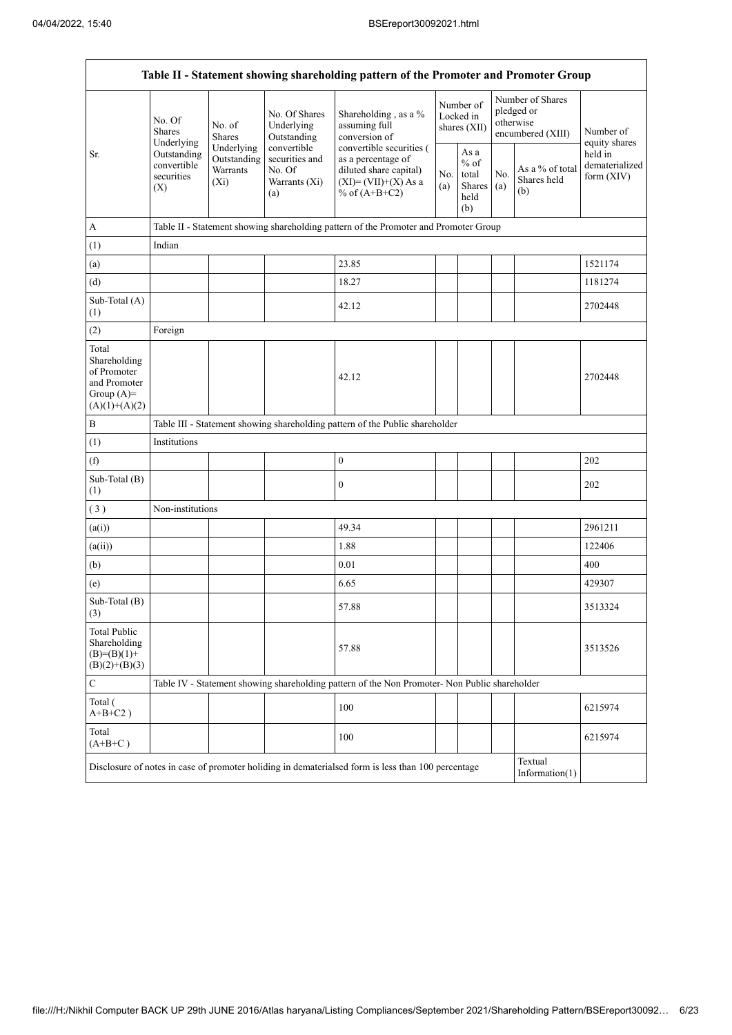| Table II - Statement showing shareholding pattern of the Promoter and Promoter Group | | | | | | | | | |
|---|---|---|---|---|---|---|---|---|---|
| Sr. | No. Of Shares Underlying Outstanding convertible securities (X) | No. of Shares Underlying Outstanding Warrants (Xi) | No. Of Shares Underlying Outstanding convertible securities and No. Of Warrants (Xi) (a) | Shareholding , as a % assuming full conversion of convertible securities ( as a percentage of diluted share capital) (XI)= (VII)+(X) As a % of (A+B+C2) | Number of Locked in shares (XII) | | Number of Shares pledged or otherwise encumbered (XIII) | | Number of equity shares held in dematerialized form (XIV) |
| | | | | | No. (a) | As a % of total Shares held (b) | No. (a) | As a % of total Shares held (b) | |
| A | Table II - Statement showing shareholding pattern of the Promoter and Promoter Group | | | | | | | | |
| (1) | Indian | | | | | | | | |
| (a) | | | | 23.85 | | | | | 1521174 |
| (d) | | | | 18.27 | | | | | 1181274 |
| Sub-Total (A) (1) | | | | 42.12 | | | | | 2702448 |
| (2) | Foreign | | | | | | | | |
| Total Shareholding of Promoter and Promoter Group (A)= (A)(1)+(A)(2) | | | | 42.12 | | | | | 2702448 |
| B | Table III - Statement showing shareholding pattern of the Public shareholder | | | | | | | | |
| (1) | Institutions | | | | | | | | |
| (f) | | | | 0 | | | | | 202 |
| Sub-Total (B) (1) | | | | 0 | | | | | 202 |
| ( 3 ) | Non-institutions | | | | | | | | |
| (a(i)) | | | | 49.34 | | | | | 2961211 |
| (a(ii)) | | | | 1.88 | | | | | 122406 |
| (b) | | | | 0.01 | | | | | 400 |
| (e) | | | | 6.65 | | | | | 429307 |
| Sub-Total (B) (3) | | | | 57.88 | | | | | 3513324 |
| Total Public Shareholding (B)=(B)(1)+ (B)(2)+(B)(3) | | | | 57.88 | | | | | 3513526 |
| C | Table IV - Statement showing shareholding pattern of the Non Promoter- Non Public shareholder | | | | | | | | |
| Total ( A+B+C2 ) | | | | 100 | | | | | 6215974 |
| Total (A+B+C ) | | | | 100 | | | | | 6215974 |
| Disclosure of notes in case of promoter holiding in dematerialsed form is less than 100 percentage | | | | | | | | Textual Information(1) | |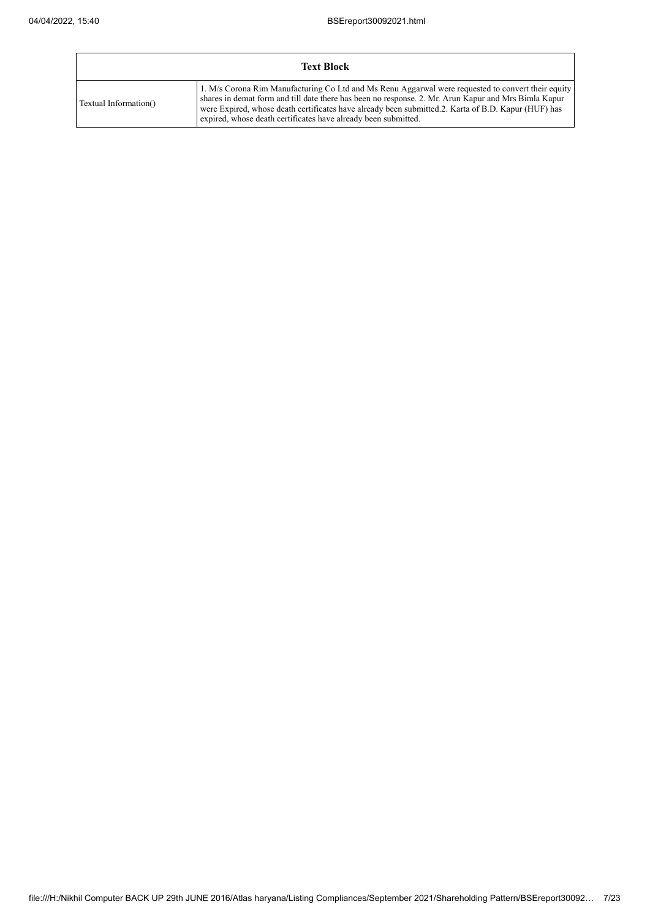| Text Block | |
|---|---|
| Textual Information() | 1. M/s Corona Rim Manufacturing Co Ltd and Ms Renu Aggarwal were requested to convert their equity shares in demat form and till date there has been no response. 2. Mr. Arun Kapur and Mrs Bimla Kapur were Expired, whose death certificates have already been submitted.2. Karta of B.D. Kapur (HUF) has expired, whose death certificates have already been submitted. |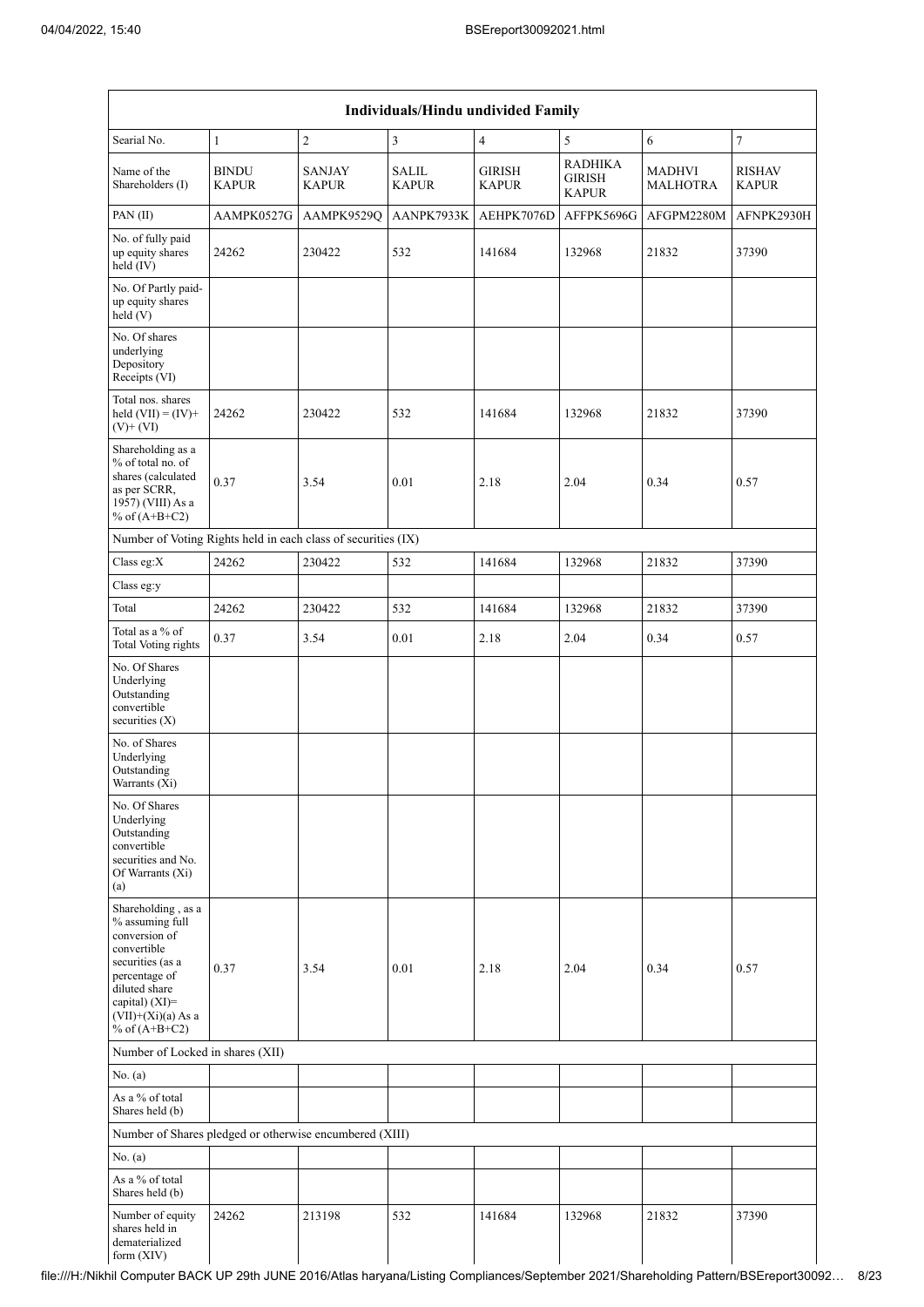| Individuals/Hindu undivided Family | | | | | | | |
|---|---|---|---|---|---|---|---|
| Searial No. | 1 | 2 | 3 | 4 | 5 | 6 | 7 |
| Name of the Shareholders (I) | BINDU KAPUR | SANJAY KAPUR | SALIL KAPUR | GIRISH KAPUR | RADHIKA GIRISH KAPUR | MADHVI MALHOTRA | RISHAV KAPUR |
| PAN (II) | AAMPK0527G | AAMPK9529Q | AANPK7933K | AEHPK7076D | AFFPK5696G | AFGPM2280M | AFNPK2930H |
| No. of fully paid up equity shares held (IV) | 24262 | 230422 | 532 | 141684 | 132968 | 21832 | 37390 |
| No. Of Partly paid-up equity shares held (V) | | | | | | | |
| No. Of shares underlying Depository Receipts (VI) | | | | | | | |
| Total nos. shares held (VII) = (IV)+(V)+ (VI) | 24262 | 230422 | 532 | 141684 | 132968 | 21832 | 37390 |
| Shareholding as a % of total no. of shares (calculated as per SCRR, 1957) (VIII) As a % of (A+B+C2) | 0.37 | 3.54 | 0.01 | 2.18 | 2.04 | 0.34 | 0.57 |
| Number of Voting Rights held in each class of securities (IX) | | | | | | | |
| Class eg:X | 24262 | 230422 | 532 | 141684 | 132968 | 21832 | 37390 |
| Class eg:y | | | | | | | |
| Total | 24262 | 230422 | 532 | 141684 | 132968 | 21832 | 37390 |
| Total as a % of Total Voting rights | 0.37 | 3.54 | 0.01 | 2.18 | 2.04 | 0.34 | 0.57 |
| No. Of Shares Underlying Outstanding convertible securities (X) | | | | | | | |
| No. of Shares Underlying Outstanding Warrants (Xi) | | | | | | | |
| No. Of Shares Underlying Outstanding convertible securities and No. Of Warrants (Xi) (a) | | | | | | | |
| Shareholding , as a % assuming full conversion of convertible securities (as a percentage of diluted share capital) (XI)= (VII)+(Xi)(a) As a % of (A+B+C2) | 0.37 | 3.54 | 0.01 | 2.18 | 2.04 | 0.34 | 0.57 |
| Number of Locked in shares (XII) | | | | | | | |
| No. (a) | | | | | | | |
| As a % of total Shares held (b) | | | | | | | |
| Number of Shares pledged or otherwise encumbered (XIII) | | | | | | | |
| No. (a) | | | | | | | |
| As a % of total Shares held (b) | | | | | | | |
| Number of equity shares held in dematerialized form (XIV) | 24262 | 213198 | 532 | 141684 | 132968 | 21832 | 37390 |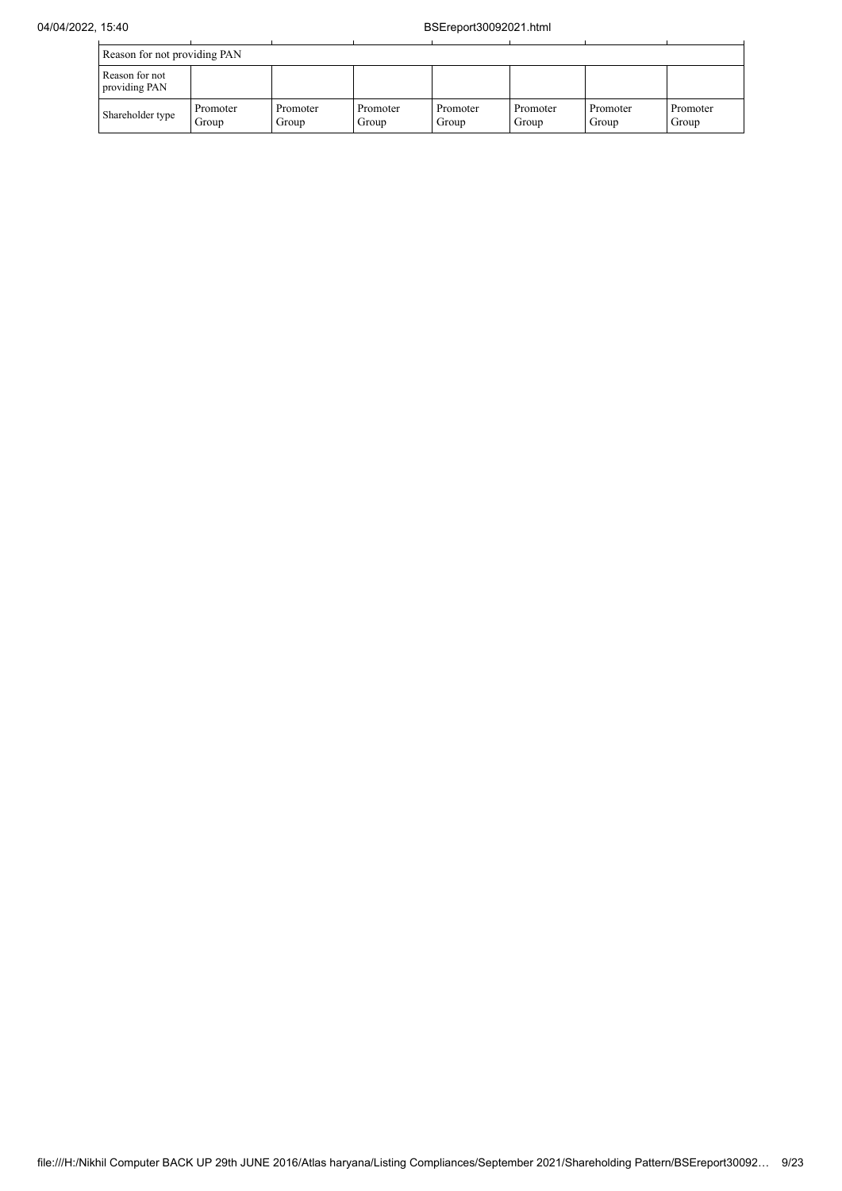| Reason for not providing PAN | | | | | | | |
|---|---|---|---|---|---|---|---|
| Reason for not providing PAN | | | | | | | |
| Shareholder type | Promoter Group | Promoter Group | Promoter Group | Promoter Group | Promoter Group | Promoter Group | Promoter Group |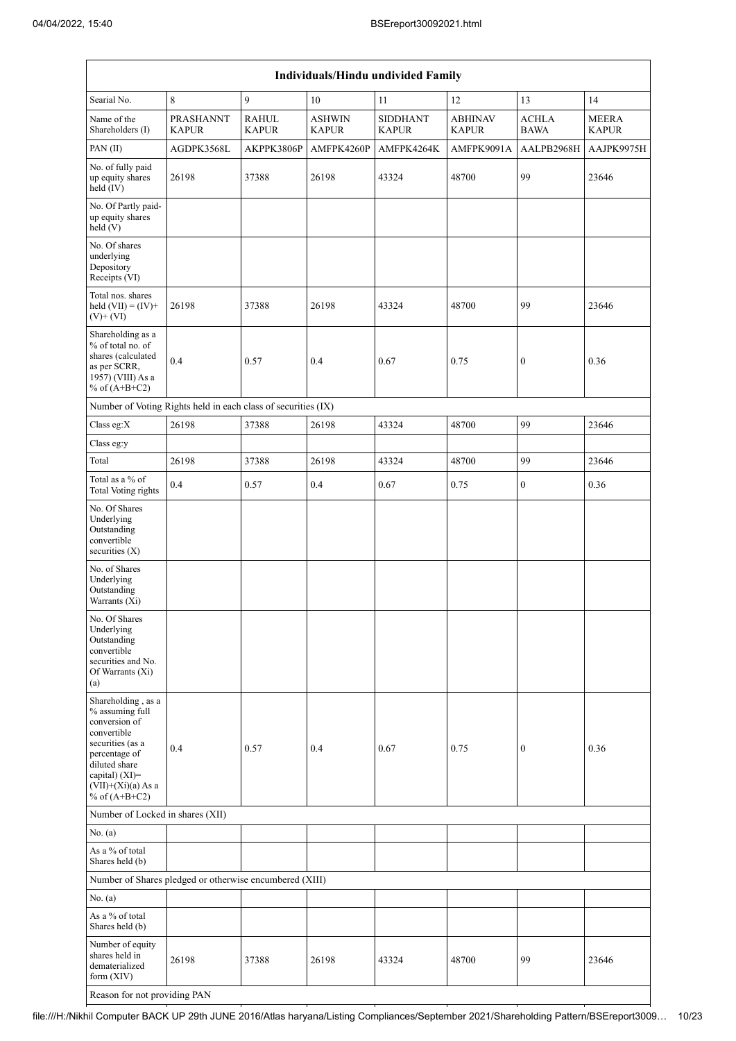| Individuals/Hindu undivided Family | | | | | | | |
|---|---|---|---|---|---|---|---|
| Searial No. | 8 | 9 | 10 | 11 | 12 | 13 | 14 |
| Name of the Shareholders (I) | PRASHANNT KAPUR | RAHUL KAPUR | ASHWIN KAPUR | SIDDHANT KAPUR | ABHINAV KAPUR | ACHLA BAWA | MEERA KAPUR |
| PAN (II) | AGDPK3568L | AKPPK3806P | AMFPK4260P | AMFPK4264K | AMFPK9091A | AALPB2968H | AAJPK9975H |
| No. of fully paid up equity shares held (IV) | 26198 | 37388 | 26198 | 43324 | 48700 | 99 | 23646 |
| No. Of Partly paid-up equity shares held (V) | | | | | | | |
| No. Of shares underlying Depository Receipts (VI) | | | | | | | |
| Total nos. shares held (VII) = (IV)+ (V)+ (VI) | 26198 | 37388 | 26198 | 43324 | 48700 | 99 | 23646 |
| Shareholding as a % of total no. of shares (calculated as per SCRR, 1957) (VIII) As a % of (A+B+C2) | 0.4 | 0.57 | 0.4 | 0.67 | 0.75 | 0 | 0.36 |
| Number of Voting Rights held in each class of securities (IX) | | | | | | | |
| Class eg:X | 26198 | 37388 | 26198 | 43324 | 48700 | 99 | 23646 |
| Class eg:y | | | | | | | |
| Total | 26198 | 37388 | 26198 | 43324 | 48700 | 99 | 23646 |
| Total as a % of Total Voting rights | 0.4 | 0.57 | 0.4 | 0.67 | 0.75 | 0 | 0.36 |
| No. Of Shares Underlying Outstanding convertible securities (X) | | | | | | | |
| No. of Shares Underlying Outstanding Warrants (Xi) | | | | | | | |
| No. Of Shares Underlying Outstanding convertible securities and No. Of Warrants (Xi) (a) | | | | | | | |
| Shareholding , as a % assuming full conversion of convertible securities (as a percentage of diluted share capital) (XI)= (VII)+(Xi)(a) As a % of (A+B+C2) | 0.4 | 0.57 | 0.4 | 0.67 | 0.75 | 0 | 0.36 |
| Number of Locked in shares (XII) | | | | | | | |
| No. (a) | | | | | | | |
| As a % of total Shares held (b) | | | | | | | |
| Number of Shares pledged or otherwise encumbered (XIII) | | | | | | | |
| No. (a) | | | | | | | |
| As a % of total Shares held (b) | | | | | | | |
| Number of equity shares held in dematerialized form (XIV) | 26198 | 37388 | 26198 | 43324 | 48700 | 99 | 23646 |
| Reason for not providing PAN | | | | | | | |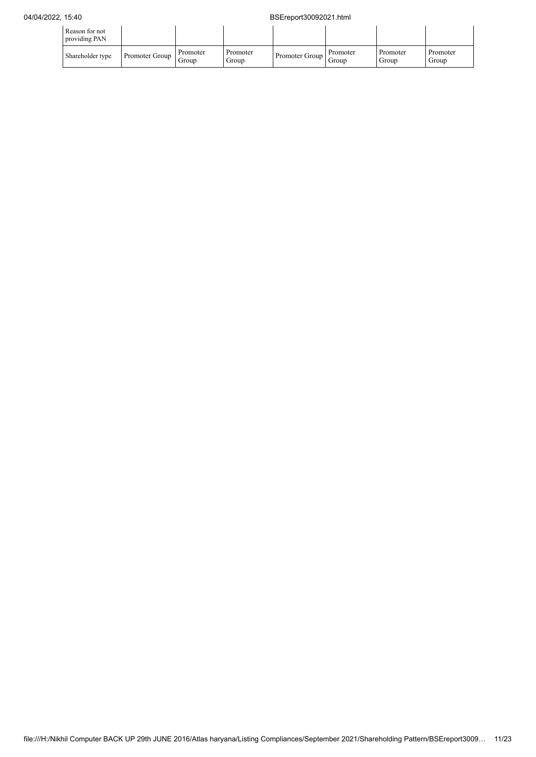| Reason for not providing PAN | | | | | | | |
|---|---|---|---|---|---|---|---|
| Shareholder type | Promoter Group | Promoter Group | Promoter Group | Promoter Group | Promoter Group | Promoter Group | Promoter Group |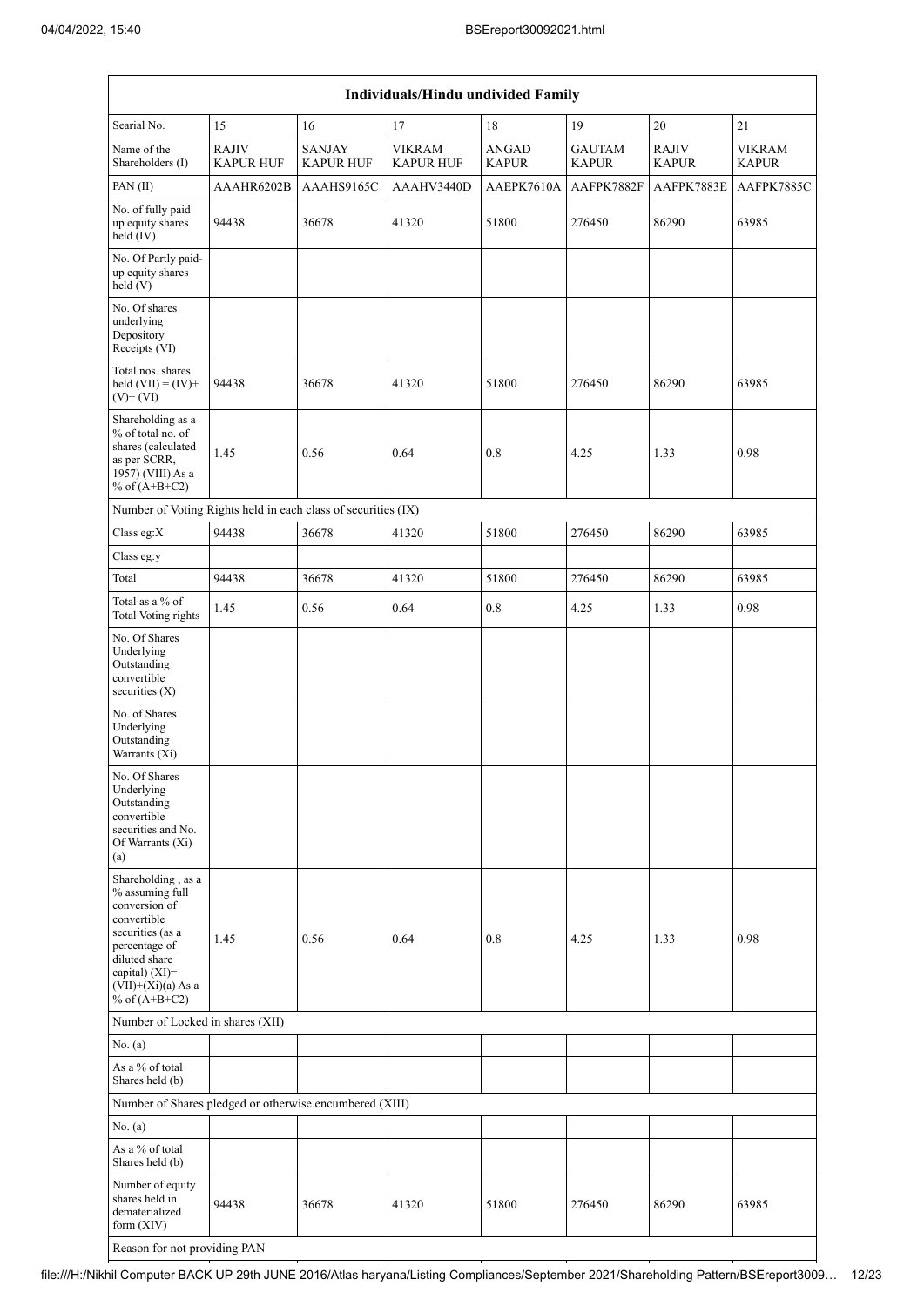| Individuals/Hindu undivided Family | | | | | | | |
|---|---|---|---|---|---|---|---|
| Searial No. | 15 | 16 | 17 | 18 | 19 | 20 | 21 |
| Name of the Shareholders (I) | RAJIV KAPUR HUF | SANJAY KAPUR HUF | VIKRAM KAPUR HUF | ANGAD KAPUR | GAUTAM KAPUR | RAJIV KAPUR | VIKRAM KAPUR |
| PAN (II) | AAAHR6202B | AAAHS9165C | AAAHV3440D | AAEPK7610A | AAFPK7882F | AAFPK7883E | AAFPK7885C |
| No. of fully paid up equity shares held (IV) | 94438 | 36678 | 41320 | 51800 | 276450 | 86290 | 63985 |
| No. Of Partly paid-up equity shares held (V) | | | | | | | |
| No. Of shares underlying Depository Receipts (VI) | | | | | | | |
| Total nos. shares held (VII) = (IV)+ (V)+ (VI) | 94438 | 36678 | 41320 | 51800 | 276450 | 86290 | 63985 |
| Shareholding as a % of total no. of shares (calculated as per SCRR, 1957) (VIII) As a % of (A+B+C2) | 1.45 | 0.56 | 0.64 | 0.8 | 4.25 | 1.33 | 0.98 |
| Number of Voting Rights held in each class of securities (IX) | | | | | | | |
| Class eg:X | 94438 | 36678 | 41320 | 51800 | 276450 | 86290 | 63985 |
| Class eg:y | | | | | | | |
| Total | 94438 | 36678 | 41320 | 51800 | 276450 | 86290 | 63985 |
| Total as a % of Total Voting rights | 1.45 | 0.56 | 0.64 | 0.8 | 4.25 | 1.33 | 0.98 |
| No. Of Shares Underlying Outstanding convertible securities (X) | | | | | | | |
| No. of Shares Underlying Outstanding Warrants (Xi) | | | | | | | |
| No. Of Shares Underlying Outstanding convertible securities and No. Of Warrants (Xi) (a) | | | | | | | |
| Shareholding , as a % assuming full conversion of convertible securities (as a percentage of diluted share capital) (XI)= (VII)+(Xi)(a) As a % of (A+B+C2) | 1.45 | 0.56 | 0.64 | 0.8 | 4.25 | 1.33 | 0.98 |
| Number of Locked in shares (XII) | | | | | | | |
| No. (a) | | | | | | | |
| As a % of total Shares held (b) | | | | | | | |
| Number of Shares pledged or otherwise encumbered (XIII) | | | | | | | |
| No. (a) | | | | | | | |
| As a % of total Shares held (b) | | | | | | | |
| Number of equity shares held in dematerialized form (XIV) | 94438 | 36678 | 41320 | 51800 | 276450 | 86290 | 63985 |
| Reason for not providing PAN | | | | | | | |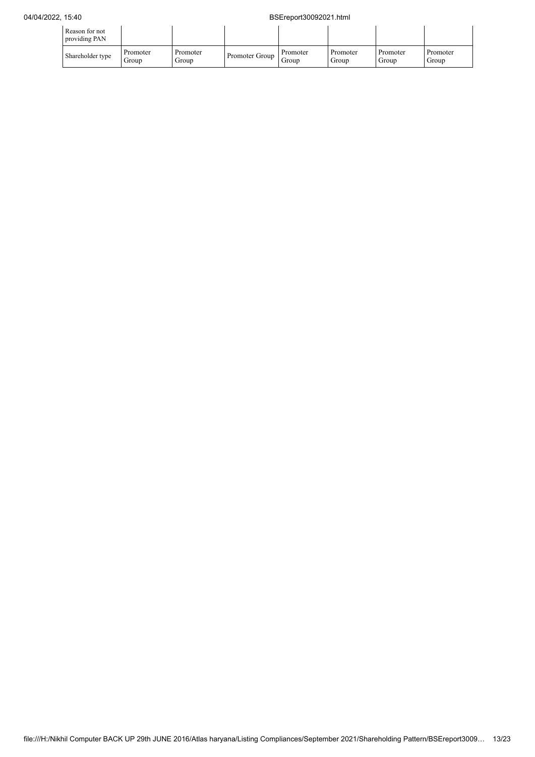| Reason for not providing PAN | | | | | | | |
|---|---|---|---|---|---|---|---|
| Shareholder type | Promoter Group | Promoter Group | Promoter Group | Promoter Group | Promoter Group | Promoter Group | Promoter Group |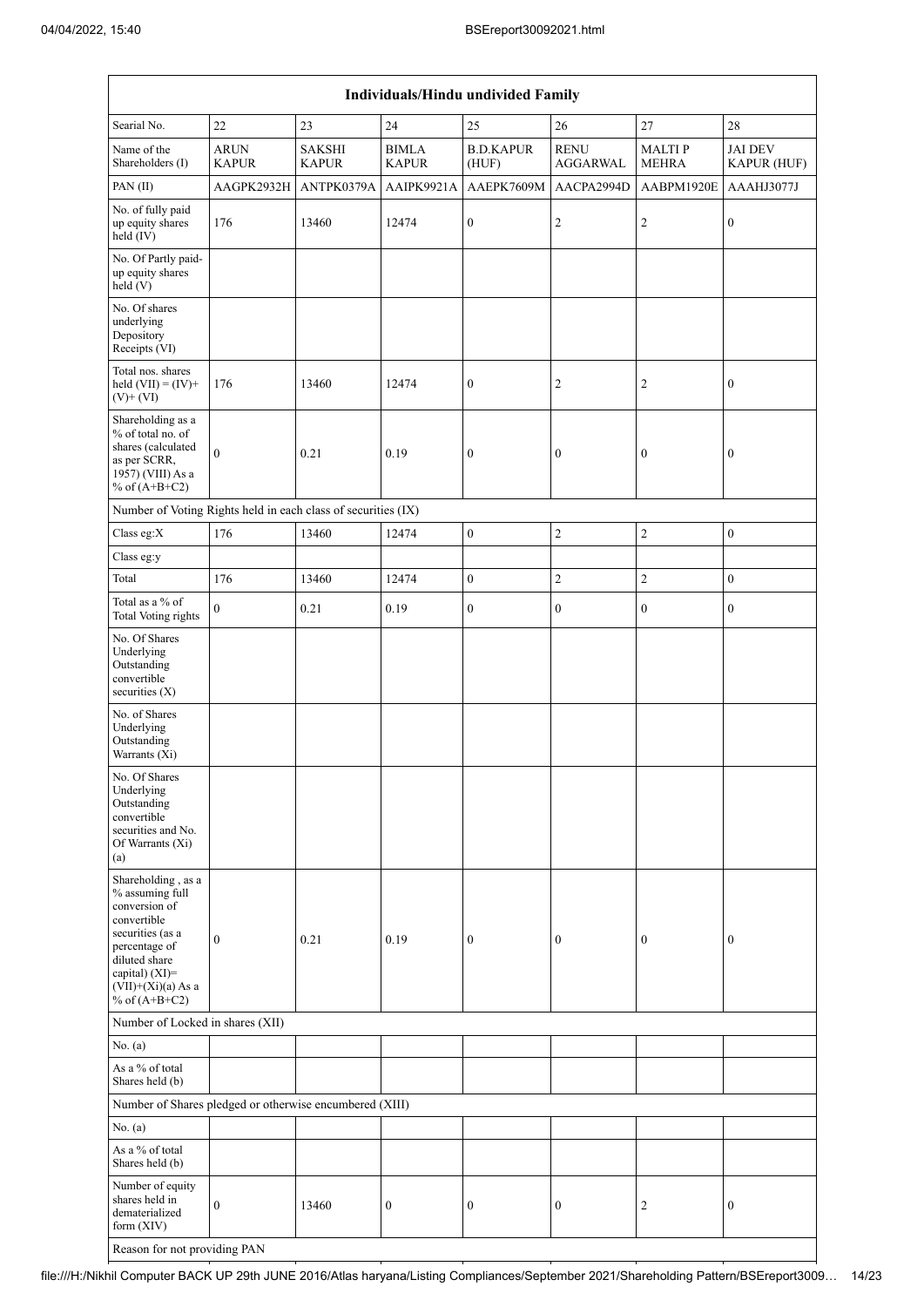| Individuals/Hindu undivided Family | | | | | | | |
|---|---|---|---|---|---|---|---|
| Searial No. | 22 | 23 | 24 | 25 | 26 | 27 | 28 |
| Name of the Shareholders (I) | ARUN KAPUR | SAKSHI KAPUR | BIMLA KAPUR | B.D.KAPUR (HUF) | RENU AGGARWAL | MALTI P MEHRA | JAI DEV KAPUR (HUF) |
| PAN (II) | AAGPK2932H | ANTPK0379A | AAIPK9921A | AAEPK7609M | AACPA2994D | AABPM1920E | AAAHJ3077J |
| No. of fully paid up equity shares held (IV) | 176 | 13460 | 12474 | 0 | 2 | 2 | 0 |
| No. Of Partly paid-up equity shares held (V) | | | | | | | |
| No. Of shares underlying Depository Receipts (VI) | | | | | | | |
| Total nos. shares held (VII) = (IV)+ (V)+ (VI) | 176 | 13460 | 12474 | 0 | 2 | 2 | 0 |
| Shareholding as a % of total no. of shares (calculated as per SCRR, 1957) (VIII) As a % of (A+B+C2) | 0 | 0.21 | 0.19 | 0 | 0 | 0 | 0 |
| Number of Voting Rights held in each class of securities (IX) | | | | | | | |
| Class eg:X | 176 | 13460 | 12474 | 0 | 2 | 2 | 0 |
| Class eg:y | | | | | | | |
| Total | 176 | 13460 | 12474 | 0 | 2 | 2 | 0 |
| Total as a % of Total Voting rights | 0 | 0.21 | 0.19 | 0 | 0 | 0 | 0 |
| No. Of Shares Underlying Outstanding convertible securities (X) | | | | | | | |
| No. of Shares Underlying Outstanding Warrants (Xi) | | | | | | | |
| No. Of Shares Underlying Outstanding convertible securities and No. Of Warrants (Xi) (a) | | | | | | | |
| Shareholding , as a % assuming full conversion of convertible securities (as a percentage of diluted share capital) (XI)= (VII)+(Xi)(a) As a % of (A+B+C2) | 0 | 0.21 | 0.19 | 0 | 0 | 0 | 0 |
| Number of Locked in shares (XII) | | | | | | | |
| No. (a) | | | | | | | |
| As a % of total Shares held (b) | | | | | | | |
| Number of Shares pledged or otherwise encumbered (XIII) | | | | | | | |
| No. (a) | | | | | | | |
| As a % of total Shares held (b) | | | | | | | |
| Number of equity shares held in dematerialized form (XIV) | 0 | 13460 | 0 | 0 | 0 | 2 | 0 |
| Reason for not providing PAN | | | | | | | |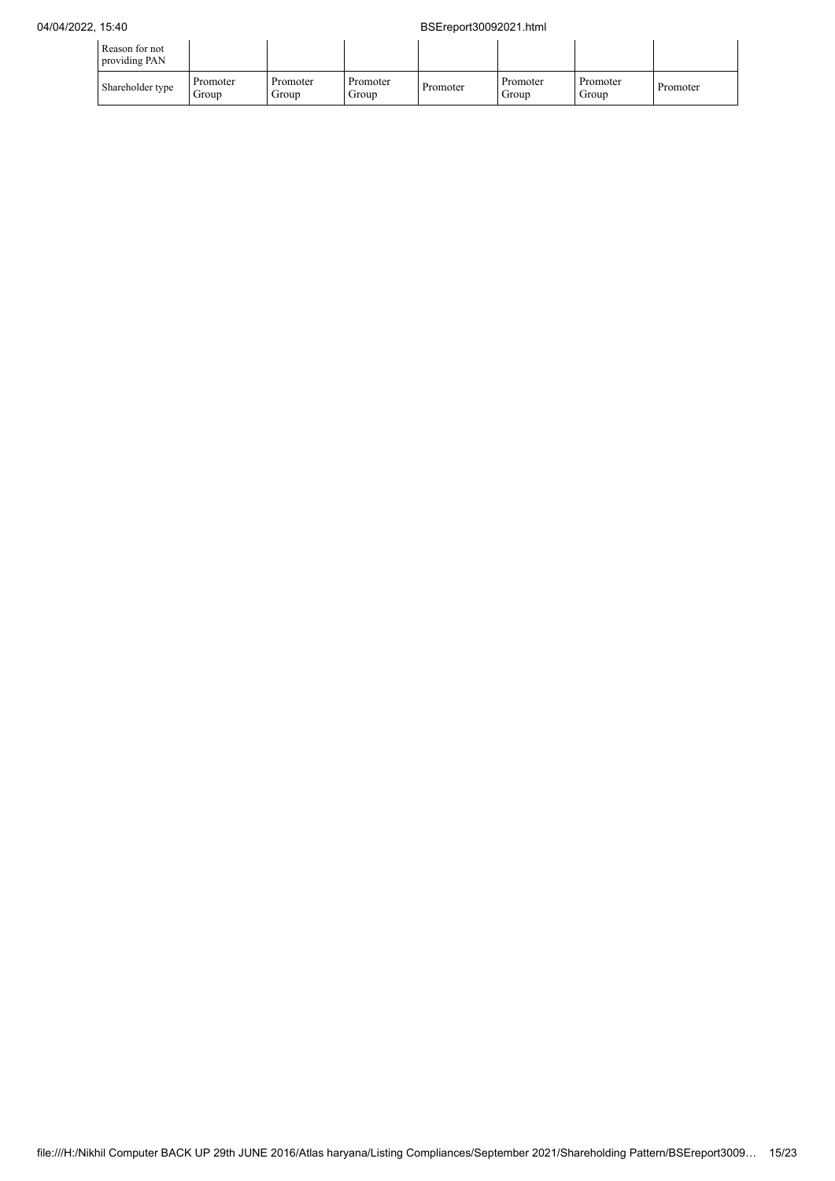| Reason for not providing PAN | | | | | | | |
|---|---|---|---|---|---|---|---|
| Shareholder type | Promoter Group | Promoter Group | Promoter Group | Promoter | Promoter Group | Promoter Group | Promoter |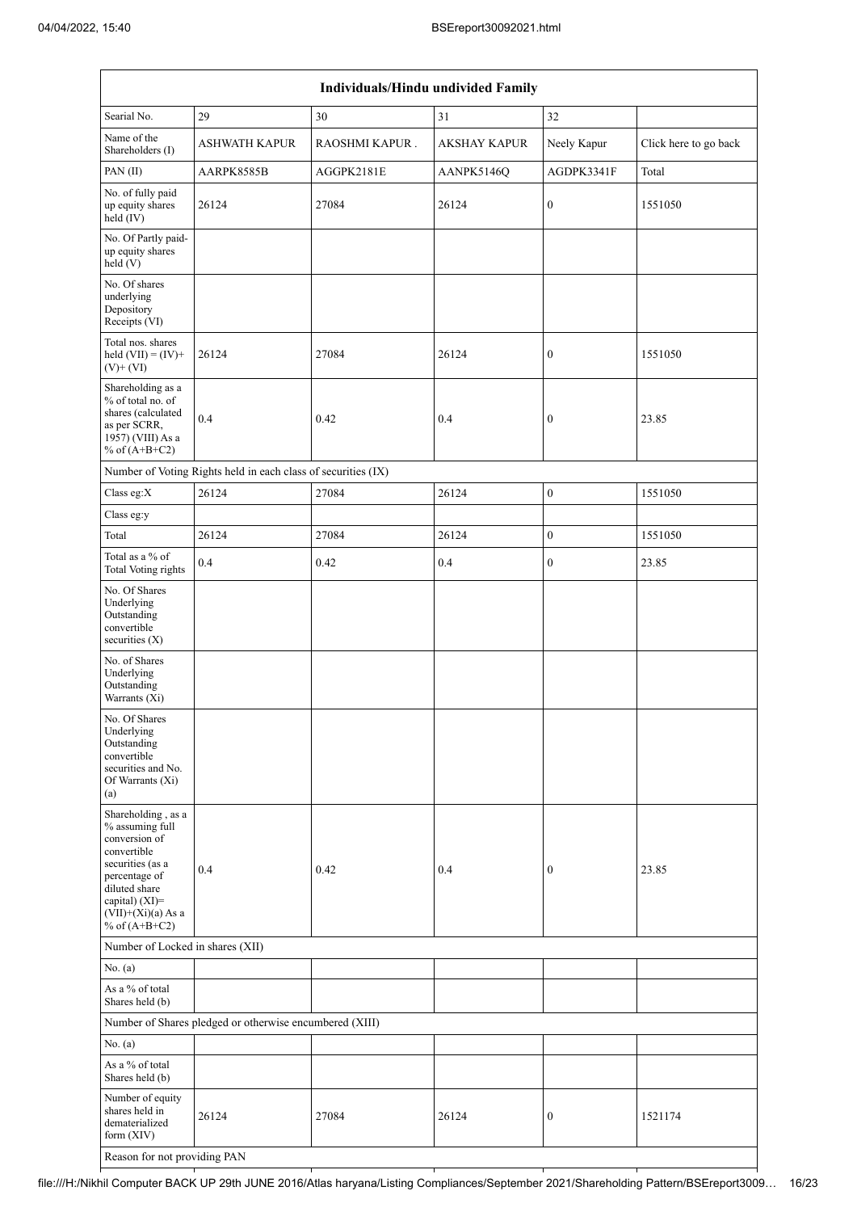| Individuals/Hindu undivided Family | | | | | |
|---|---|---|---|---|---|
| Searial No. | 29 | 30 | 31 | 32 | |
| Name of the Shareholders (I) | ASHWATH KAPUR | RAOSHMI KAPUR . | AKSHAY KAPUR | Neely Kapur | Click here to go back |
| PAN (II) | AARPK8585B | AGGPK2181E | AANPK5146Q | AGDPK3341F | Total |
| No. of fully paid up equity shares held (IV) | 26124 | 27084 | 26124 | 0 | 1551050 |
| No. Of Partly paid-up equity shares held (V) | | | | | |
| No. Of shares underlying Depository Receipts (VI) | | | | | |
| Total nos. shares held (VII) = (IV)+ (V)+ (VI) | 26124 | 27084 | 26124 | 0 | 1551050 |
| Shareholding as a % of total no. of shares (calculated as per SCRR, 1957) (VIII) As a % of (A+B+C2) | 0.4 | 0.42 | 0.4 | 0 | 23.85 |
| Number of Voting Rights held in each class of securities (IX) | | | | | |
| Class eg:X | 26124 | 27084 | 26124 | 0 | 1551050 |
| Class eg:y | | | | | |
| Total | 26124 | 27084 | 26124 | 0 | 1551050 |
| Total as a % of Total Voting rights | 0.4 | 0.42 | 0.4 | 0 | 23.85 |
| No. Of Shares Underlying Outstanding convertible securities (X) | | | | | |
| No. of Shares Underlying Outstanding Warrants (Xi) | | | | | |
| No. Of Shares Underlying Outstanding convertible securities and No. Of Warrants (Xi) (a) | | | | | |
| Shareholding , as a % assuming full conversion of convertible securities (as a percentage of diluted share capital) (XI)= (VII)+(Xi)(a) As a % of (A+B+C2) | 0.4 | 0.42 | 0.4 | 0 | 23.85 |
| Number of Locked in shares (XII) | | | | | |
| No. (a) | | | | | |
| As a % of total Shares held (b) | | | | | |
| Number of Shares pledged or otherwise encumbered (XIII) | | | | | |
| No. (a) | | | | | |
| As a % of total Shares held (b) | | | | | |
| Number of equity shares held in dematerialized form (XIV) | 26124 | 27084 | 26124 | 0 | 1521174 |
| Reason for not providing PAN | | | | | |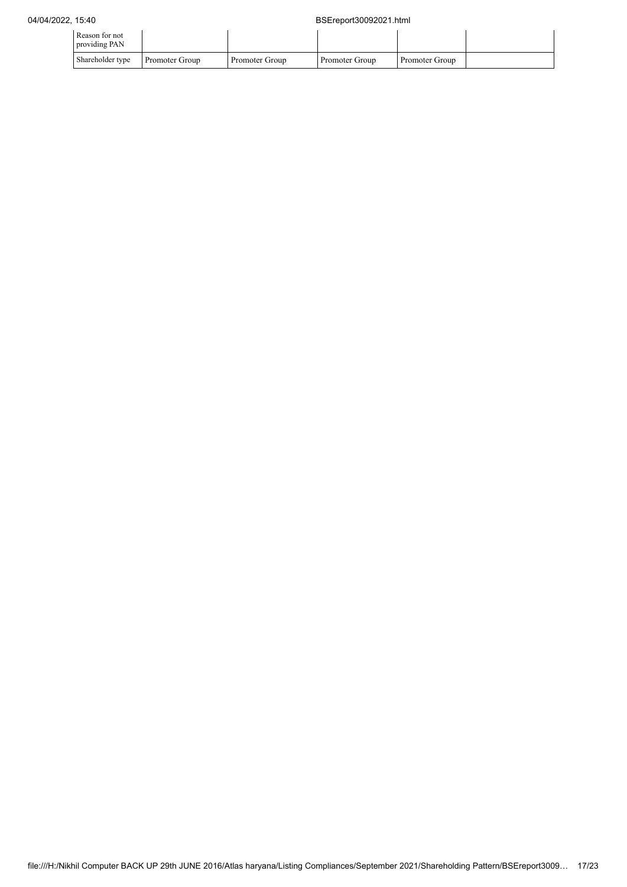| Reason for not providing PAN | | | | | |
|---|---|---|---|---|---|
| Shareholder type | Promoter Group | Promoter Group | Promoter Group | Promoter Group | |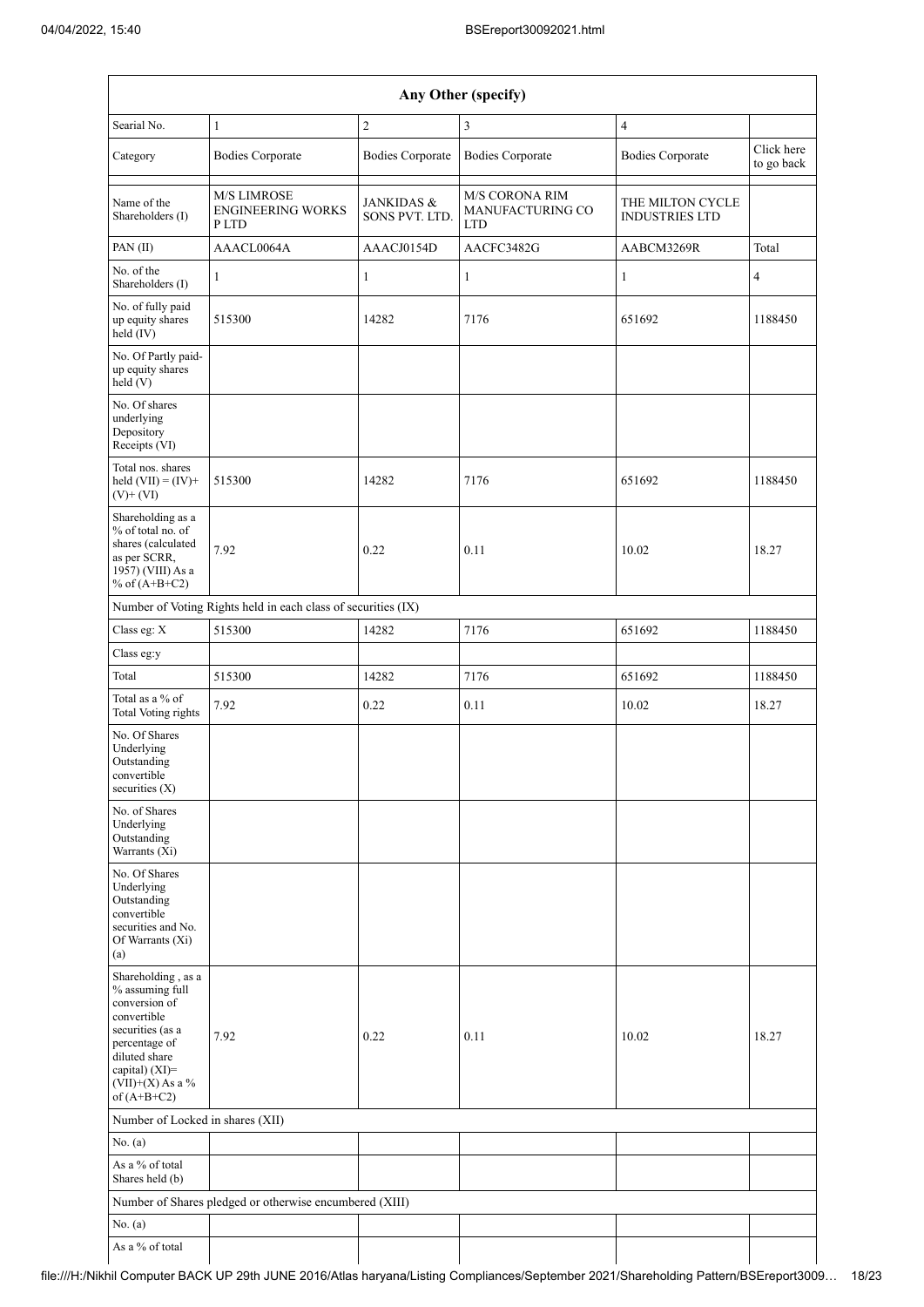| Any Other (specify) | | | | | |
|---|---|---|---|---|---|
| Searial No. | 1 | 2 | 3 | 4 | |
| Category | Bodies Corporate | Bodies Corporate | Bodies Corporate | Bodies Corporate | Click here to go back |
| Name of the Shareholders (I) | M/S LIMROSE ENGINEERING WORKS P LTD | JANKIDAS & SONS PVT. LTD. | M/S CORONA RIM MANUFACTURING CO LTD | THE MILTON CYCLE INDUSTRIES LTD | |
| PAN (II) | AAACL0064A | AAACJ0154D | AACFC3482G | AABCM3269R | Total |
| No. of the Shareholders (I) | 1 | 1 | 1 | 1 | 4 |
| No. of fully paid up equity shares held (IV) | 515300 | 14282 | 7176 | 651692 | 1188450 |
| No. Of Partly paid-up equity shares held (V) | | | | | |
| No. Of shares underlying Depository Receipts (VI) | | | | | |
| Total nos. shares held (VII) = (IV)+(V)+ (VI) | 515300 | 14282 | 7176 | 651692 | 1188450 |
| Shareholding as a % of total no. of shares (calculated as per SCRR, 1957) (VIII) As a % of (A+B+C2) | 7.92 | 0.22 | 0.11 | 10.02 | 18.27 |
| Number of Voting Rights held in each class of securities (IX) | | | | | |
| Class eg: X | 515300 | 14282 | 7176 | 651692 | 1188450 |
| Class eg:y | | | | | |
| Total | 515300 | 14282 | 7176 | 651692 | 1188450 |
| Total as a % of Total Voting rights | 7.92 | 0.22 | 0.11 | 10.02 | 18.27 |
| No. Of Shares Underlying Outstanding convertible securities (X) | | | | | |
| No. of Shares Underlying Outstanding Warrants (Xi) | | | | | |
| No. Of Shares Underlying Outstanding convertible securities and No. Of Warrants (Xi) (a) | | | | | |
| Shareholding , as a % assuming full conversion of convertible securities (as a percentage of diluted share capital) (XI)= (VII)+(X) As a % of (A+B+C2) | 7.92 | 0.22 | 0.11 | 10.02 | 18.27 |
| Number of Locked in shares (XII) | | | | | |
| No. (a) | | | | | |
| As a % of total Shares held (b) | | | | | |
| Number of Shares pledged or otherwise encumbered (XIII) | | | | | |
| No. (a) | | | | | |
| As a % of total | | | | | |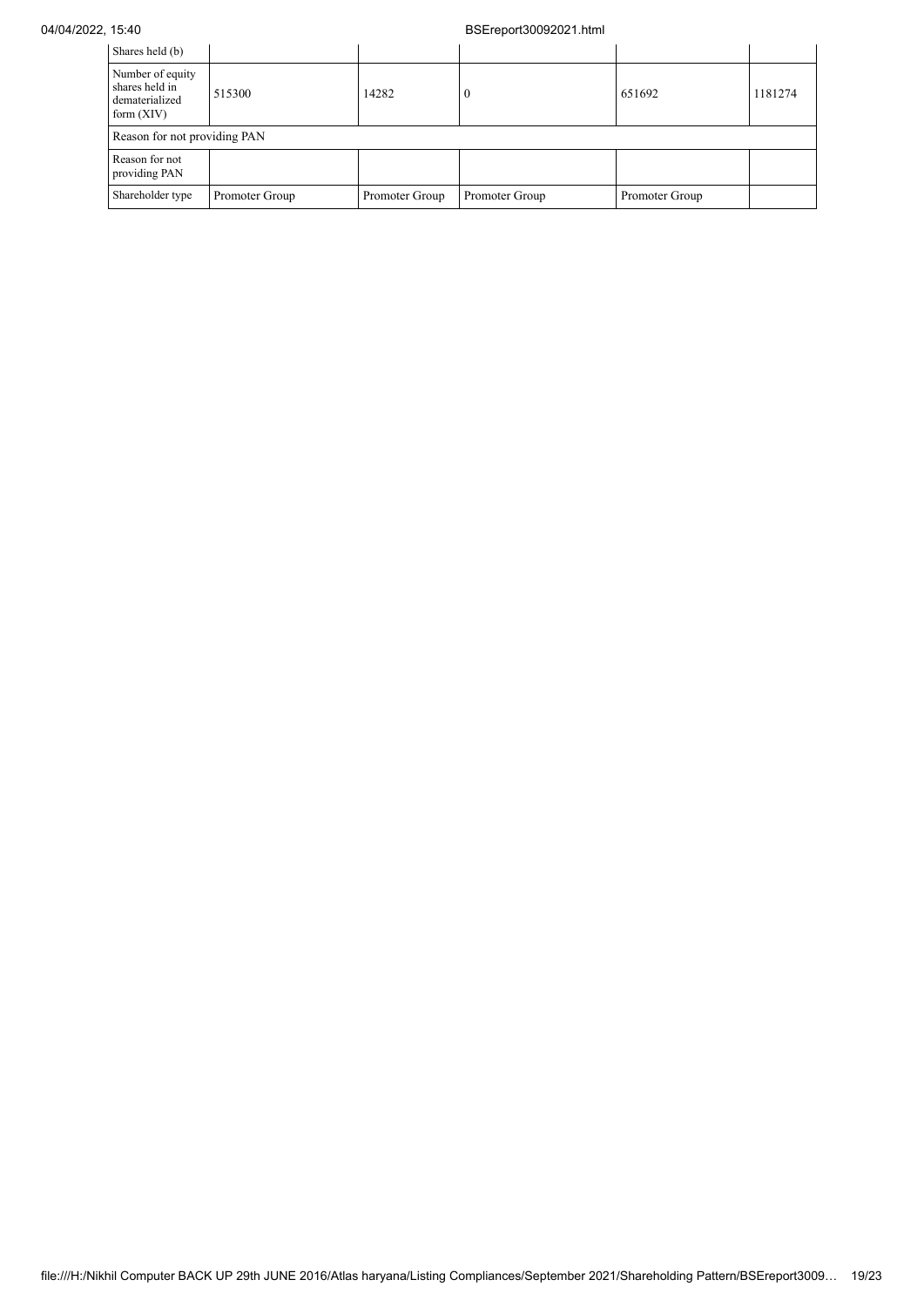| Shares held (b) | | | | | |
|---|---|---|---|---|---|
| Number of equity shares held in dematerialized form (XIV) | 515300 | 14282 | 0 | 651692 | 1181274 |
| Reason for not providing PAN | | | | | |
| Reason for not providing PAN | | | | | |
| Shareholder type | Promoter Group | Promoter Group | Promoter Group | Promoter Group | |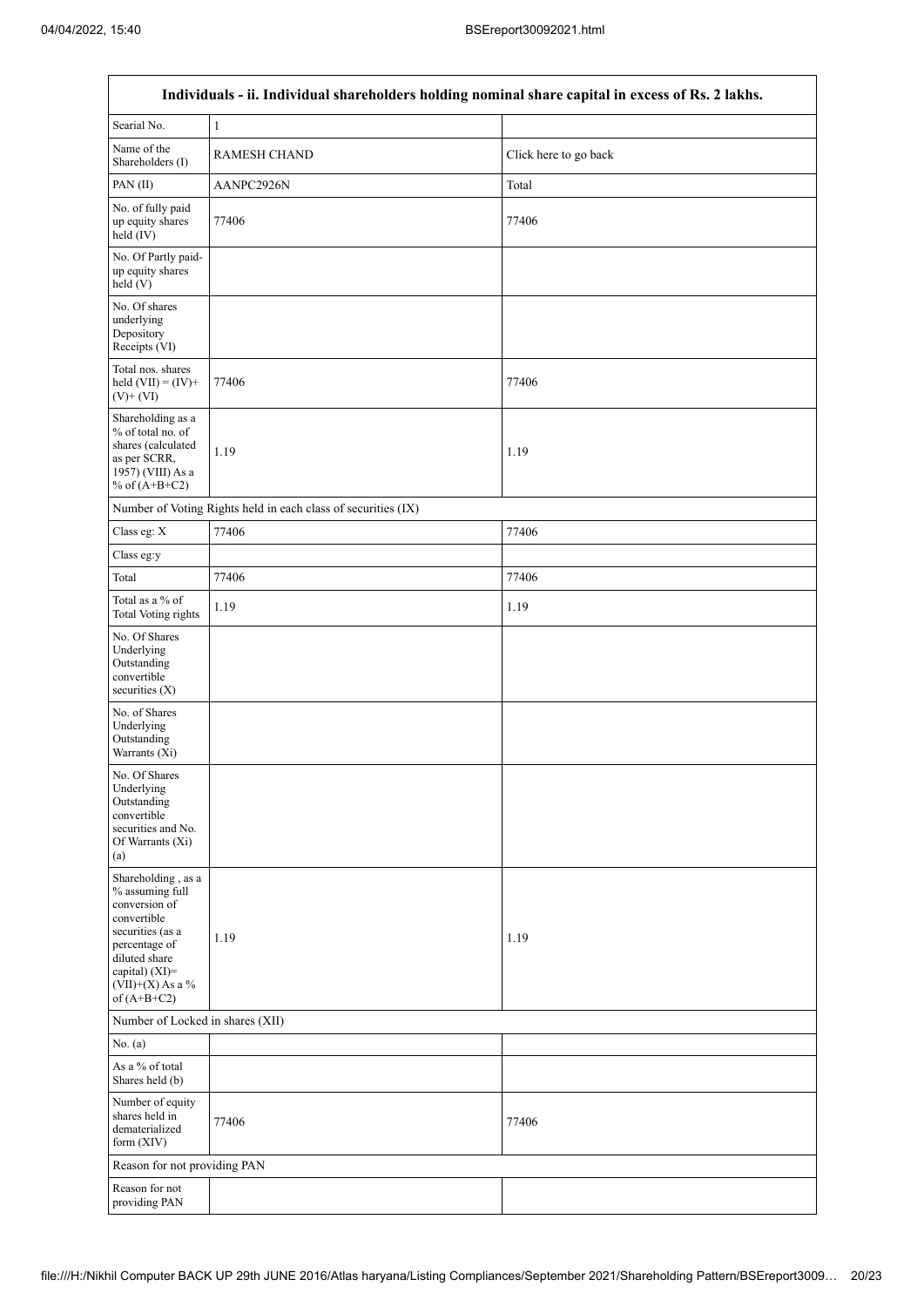| Individuals - ii. Individual shareholders holding nominal share capital in excess of Rs. 2 lakhs. | | |
|---|---|---|
| Searial No. | 1 | |
| Name of the Shareholders (I) | RAMESH CHAND | Click here to go back |
| PAN (II) | AANPC2926N | Total |
| No. of fully paid up equity shares held (IV) | 77406 | 77406 |
| No. Of Partly paid-up equity shares held (V) | | |
| No. Of shares underlying Depository Receipts (VI) | | |
| Total nos. shares held (VII) = (IV)+ (V)+ (VI) | 77406 | 77406 |
| Shareholding as a % of total no. of shares (calculated as per SCRR, 1957) (VIII) As a % of (A+B+C2) | 1.19 | 1.19 |
| Number of Voting Rights held in each class of securities (IX) | | |
| Class eg: X | 77406 | 77406 |
| Class eg:y | | |
| Total | 77406 | 77406 |
| Total as a % of Total Voting rights | 1.19 | 1.19 |
| No. Of Shares Underlying Outstanding convertible securities (X) | | |
| No. of Shares Underlying Outstanding Warrants (Xi) | | |
| No. Of Shares Underlying Outstanding convertible securities and No. Of Warrants (Xi) (a) | | |
| Shareholding , as a % assuming full conversion of convertible securities (as a percentage of diluted share capital) (XI)= (VII)+(X) As a % of (A+B+C2) | 1.19 | 1.19 |
| Number of Locked in shares (XII) | | |
| No. (a) | | |
| As a % of total Shares held (b) | | |
| Number of equity shares held in dematerialized form (XIV) | 77406 | 77406 |
| Reason for not providing PAN | | |
| Reason for not providing PAN | | |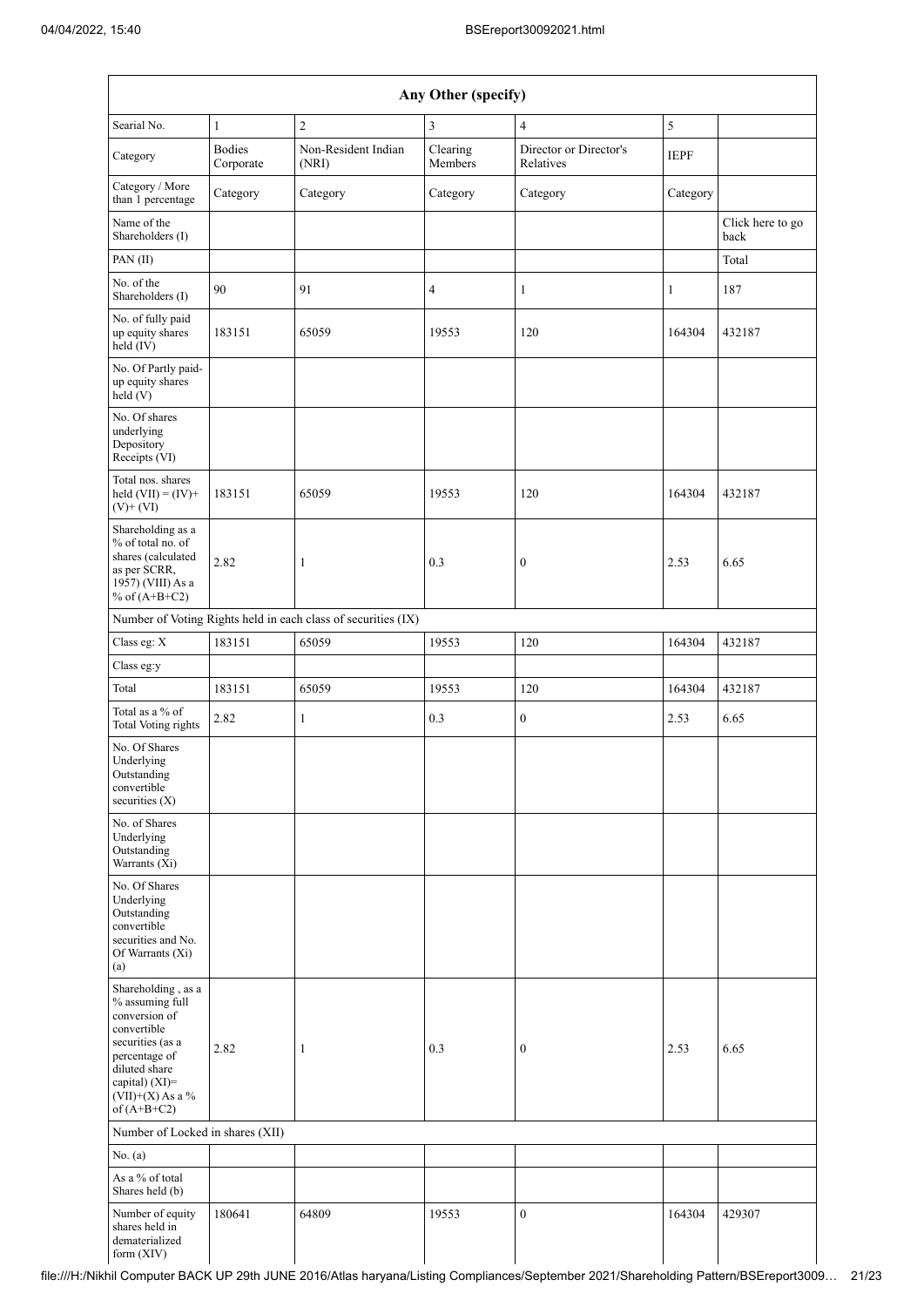| Any Other (specify) | | | | | | |
|---|---|---|---|---|---|---|
| Searial No. | 1 | 2 | 3 | 4 | 5 | |
| Category | Bodies Corporate | Non-Resident Indian (NRI) | Clearing Members | Director or Director's Relatives | IEPF | |
| Category / More than 1 percentage | Category | Category | Category | Category | Category | |
| Name of the Shareholders (I) | | | | | | Click here to go back |
| PAN (II) | | | | | | Total |
| No. of the Shareholders (I) | 90 | 91 | 4 | 1 | 1 | 187 |
| No. of fully paid up equity shares held (IV) | 183151 | 65059 | 19553 | 120 | 164304 | 432187 |
| No. Of Partly paid-up equity shares held (V) | | | | | | |
| No. Of shares underlying Depository Receipts (VI) | | | | | | |
| Total nos. shares held (VII) = (IV)+ (V)+ (VI) | 183151 | 65059 | 19553 | 120 | 164304 | 432187 |
| Shareholding as a % of total no. of shares (calculated as per SCRR, 1957) (VIII) As a % of (A+B+C2) | 2.82 | 1 | 0.3 | 0 | 2.53 | 6.65 |
| Number of Voting Rights held in each class of securities (IX) | | | | | | |
| Class eg: X | 183151 | 65059 | 19553 | 120 | 164304 | 432187 |
| Class eg:y | | | | | | |
| Total | 183151 | 65059 | 19553 | 120 | 164304 | 432187 |
| Total as a % of Total Voting rights | 2.82 | 1 | 0.3 | 0 | 2.53 | 6.65 |
| No. Of Shares Underlying Outstanding convertible securities (X) | | | | | | |
| No. of Shares Underlying Outstanding Warrants (Xi) | | | | | | |
| No. Of Shares Underlying Outstanding convertible securities and No. Of Warrants (Xi) (a) | | | | | | |
| Shareholding , as a % assuming full conversion of convertible securities (as a percentage of diluted share capital) (XI)= (VII)+(X) As a % of (A+B+C2) | 2.82 | 1 | 0.3 | 0 | 2.53 | 6.65 |
| Number of Locked in shares (XII) | | | | | | |
| No. (a) | | | | | | |
| As a % of total Shares held (b) | | | | | | |
| Number of equity shares held in dematerialized form (XIV) | 180641 | 64809 | 19553 | 0 | 164304 | 429307 |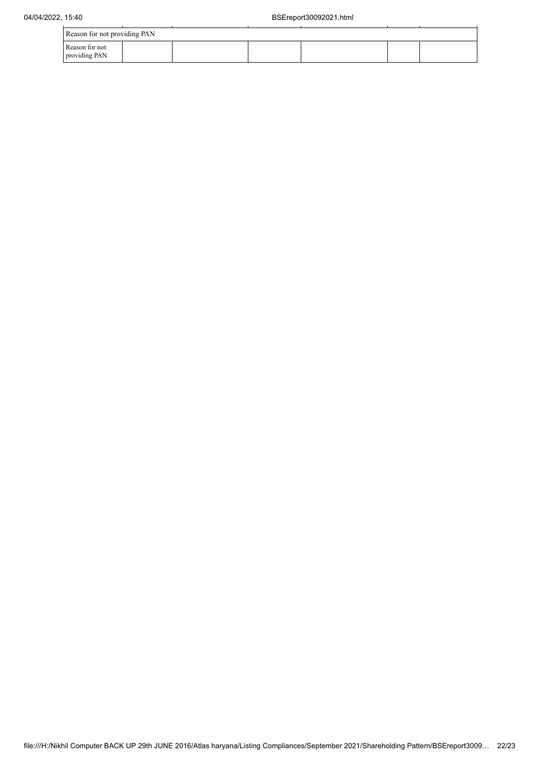| Reason for not providing PAN | | | | | | |
|---|---|---|---|---|---|---|
| Reason for not providing PAN | | | | | | |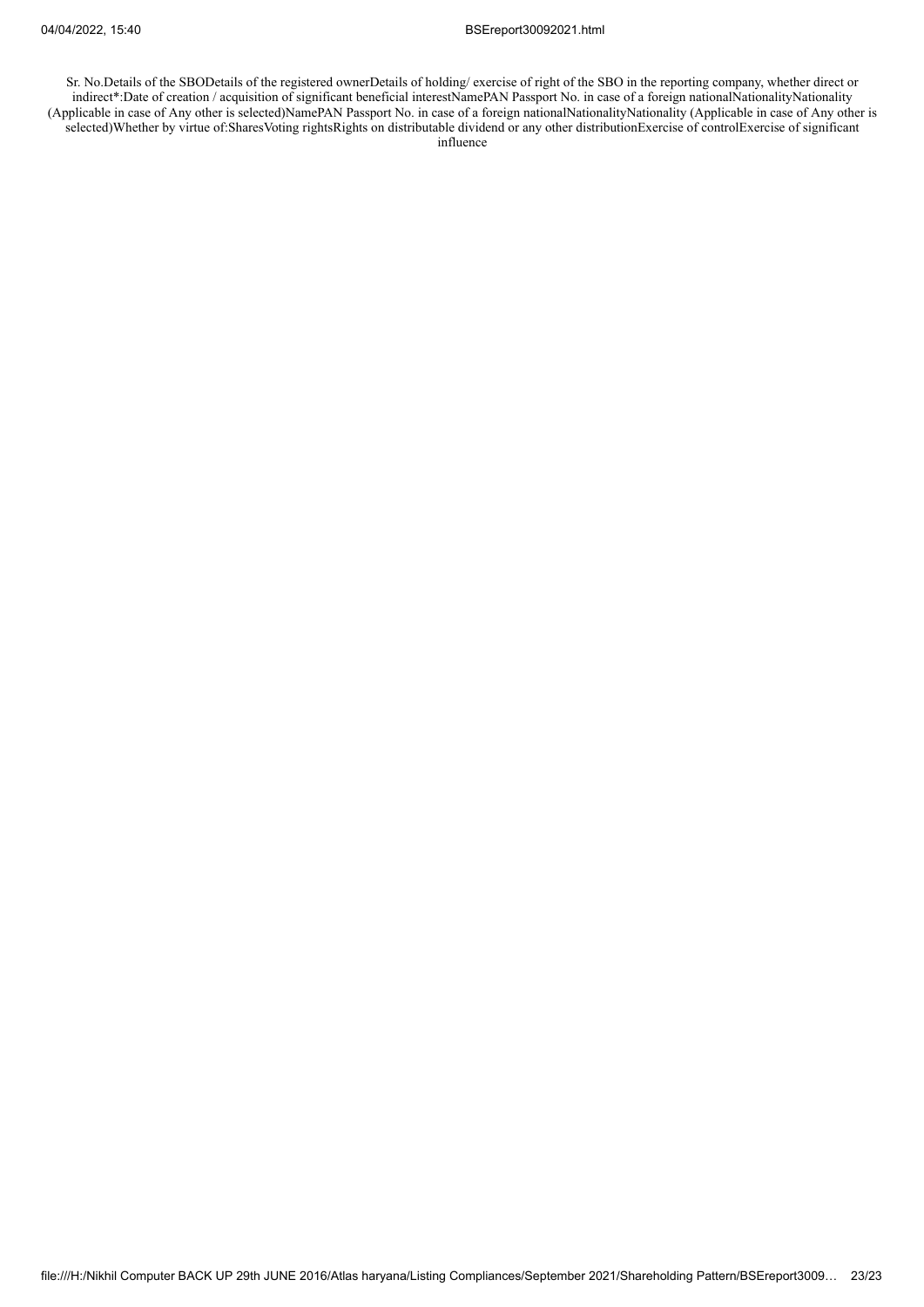Sr. No.Details of the SBODetails of the registered ownerDetails of holding/ exercise of right of the SBO in the reporting company, whether direct or indirect*:Date of creation / acquisition of significant beneficial interestNamePAN Passport No. in case of a foreign nationalNationalityNationality (Applicable in case of Any other is selected)NamePAN Passport No. in case of a foreign nationalNationalityNationality (Applicable in case of Any other is selected)Whether by virtue of:SharesVoting rightsRights on distributable dividend or any other distributionExercise of controlExercise of significant influence